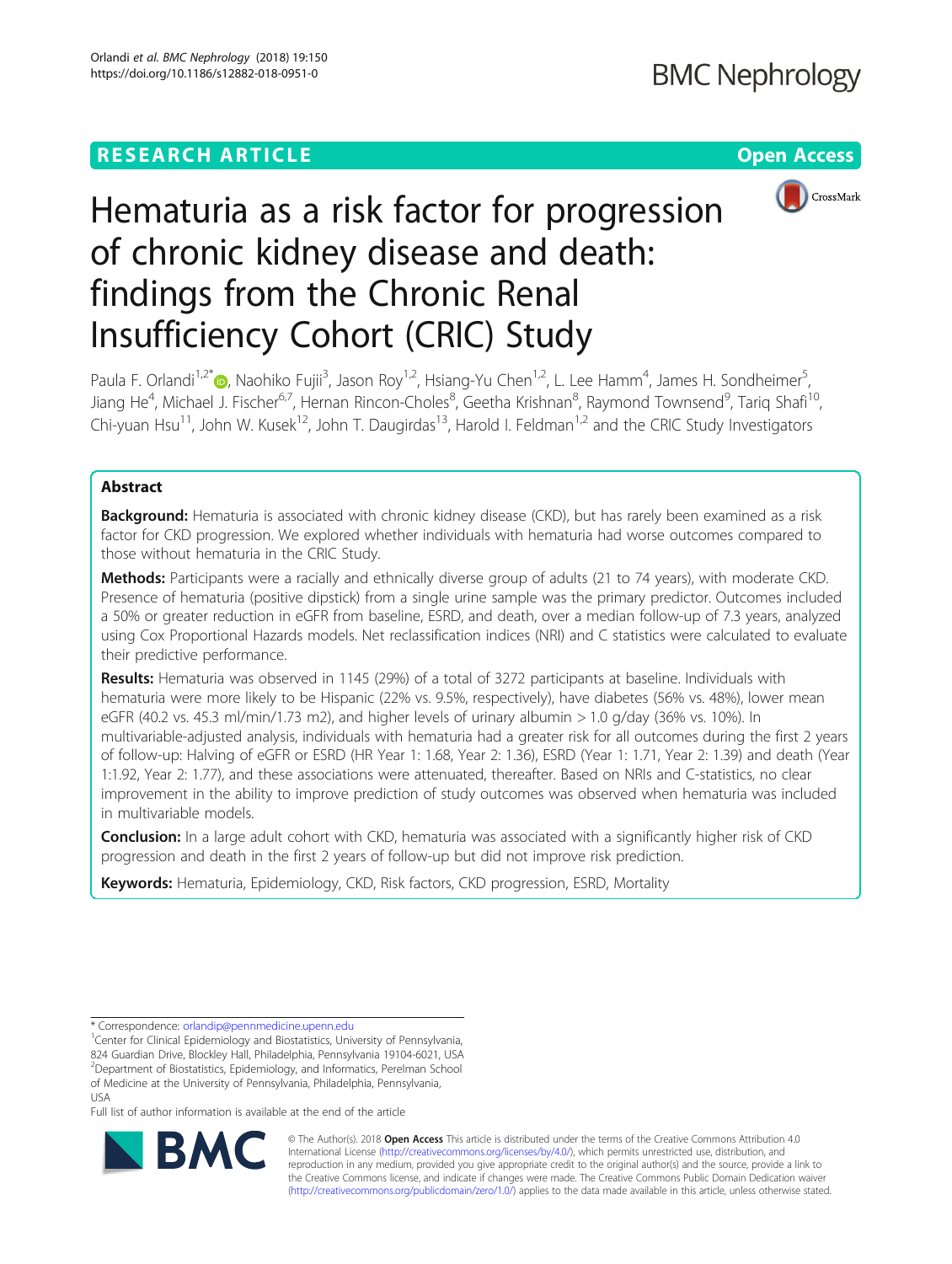# RESEARCH ARTICLE

Open Access

# Hematuria as a risk factor for progression of chronic kidney disease and death: findings from the Chronic Renal Insufficiency Cohort (CRIC) Study

Paula F. Orlandi[1,2*], Naohiko Fujii[3], Jason Roy[1,2], Hsiang-Yu Chen[1,2], L. Lee Hamm[4], James H. Sondheimer[5], Jiang He[4], Michael J. Fischer[6,7], Hernan Rincon-Choles[8], Geetha Krishnan[8], Raymond Townsend[9], Tariq Shafi[10], Chi-yuan Hsu[11], John W. Kusek[12], John T. Daugirdas[13], Harold I. Feldman[1,2] and the CRIC Study Investigators

## Abstract

**Background:** Hematuria is associated with chronic kidney disease (CKD), but has rarely been examined as a risk factor for CKD progression. We explored whether individuals with hematuria had worse outcomes compared to those without hematuria in the CRIC Study.

**Methods:** Participants were a racially and ethnically diverse group of adults (21 to 74 years), with moderate CKD. Presence of hematuria (positive dipstick) from a single urine sample was the primary predictor. Outcomes included a 50% or greater reduction in eGFR from baseline, ESRD, and death, over a median follow-up of 7.3 years, analyzed using Cox Proportional Hazards models. Net reclassification indices (NRI) and C statistics were calculated to evaluate their predictive performance.

**Results:** Hematuria was observed in 1145 (29%) of a total of 3272 participants at baseline. Individuals with hematuria were more likely to be Hispanic (22% vs. 9.5%, respectively), have diabetes (56% vs. 48%), lower mean eGFR (40.2 vs. 45.3 ml/min/1.73 m2), and higher levels of urinary albumin > 1.0 g/day (36% vs. 10%). In multivariable-adjusted analysis, individuals with hematuria had a greater risk for all outcomes during the first 2 years of follow-up: Halving of eGFR or ESRD (HR Year 1: 1.68, Year 2: 1.36), ESRD (Year 1: 1.71, Year 2: 1.39) and death (Year 1:1.92, Year 2: 1.77), and these associations were attenuated, thereafter. Based on NRIs and C-statistics, no clear improvement in the ability to improve prediction of study outcomes was observed when hematuria was included in multivariable models.

**Conclusion:** In a large adult cohort with CKD, hematuria was associated with a significantly higher risk of CKD progression and death in the first 2 years of follow-up but did not improve risk prediction.

**Keywords:** Hematuria, Epidemiology, CKD, Risk factors, CKD progression, ESRD, Mortality

---

* Correspondence: orlandip@pennmedicine.upenn.edu

[1]Center for Clinical Epidemiology and Biostatistics, University of Pennsylvania, 824 Guardian Drive, Blockley Hall, Philadelphia, Pennsylvania 19104-6021, USA

[2]Department of Biostatistics, Epidemiology, and Informatics, Perelman School of Medicine at the University of Pennsylvania, Philadelphia, Pennsylvania, USA

Full list of author information is available at the end of the article

© The Author(s). 2018 **Open Access** This article is distributed under the terms of the Creative Commons Attribution 4.0 International License (http://creativecommons.org/licenses/by/4.0/), which permits unrestricted use, distribution, and reproduction in any medium, provided you give appropriate credit to the original author(s) and the source, provide a link to the Creative Commons license, and indicate if changes were made. The Creative Commons Public Domain Dedication waiver (http://creativecommons.org/publicdomain/zero/1.0/) applies to the data made available in this article, unless otherwise stated.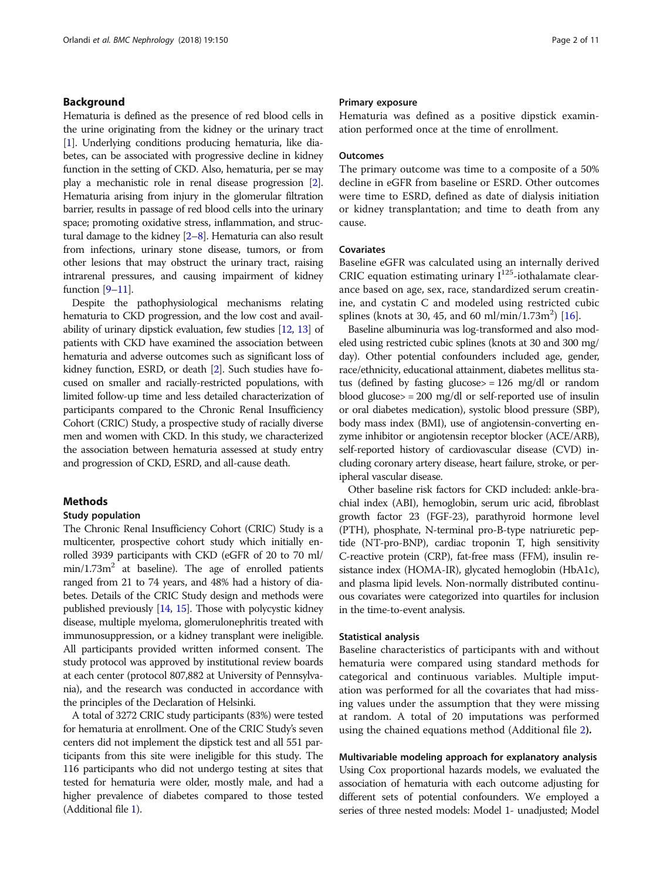## Background

Hematuria is defined as the presence of red blood cells in the urine originating from the kidney or the urinary tract [1]. Underlying conditions producing hematuria, like diabetes, can be associated with progressive decline in kidney function in the setting of CKD. Also, hematuria, per se may play a mechanistic role in renal disease progression [2]. Hematuria arising from injury in the glomerular filtration barrier, results in passage of red blood cells into the urinary space; promoting oxidative stress, inflammation, and structural damage to the kidney [2–8]. Hematuria can also result from infections, urinary stone disease, tumors, or from other lesions that may obstruct the urinary tract, raising intrarenal pressures, and causing impairment of kidney function [9–11].

Despite the pathophysiological mechanisms relating hematuria to CKD progression, and the low cost and availability of urinary dipstick evaluation, few studies [12, 13] of patients with CKD have examined the association between hematuria and adverse outcomes such as significant loss of kidney function, ESRD, or death [2]. Such studies have focused on smaller and racially-restricted populations, with limited follow-up time and less detailed characterization of participants compared to the Chronic Renal Insufficiency Cohort (CRIC) Study, a prospective study of racially diverse men and women with CKD. In this study, we characterized the association between hematuria assessed at study entry and progression of CKD, ESRD, and all-cause death.

## Methods

### Study population

The Chronic Renal Insufficiency Cohort (CRIC) Study is a multicenter, prospective cohort study which initially enrolled 3939 participants with CKD (eGFR of 20 to 70 ml/min/1.73m$^2$ at baseline). The age of enrolled patients ranged from 21 to 74 years, and 48% had a history of diabetes. Details of the CRIC Study design and methods were published previously [14, 15]. Those with polycystic kidney disease, multiple myeloma, glomerulonephritis treated with immunosuppression, or a kidney transplant were ineligible. All participants provided written informed consent. The study protocol was approved by institutional review boards at each center (protocol 807,882 at University of Pennsylvania), and the research was conducted in accordance with the principles of the Declaration of Helsinki.

A total of 3272 CRIC study participants (83%) were tested for hematuria at enrollment. One of the CRIC Study's seven centers did not implement the dipstick test and all 551 participants from this site were ineligible for this study. The 116 participants who did not undergo testing at sites that tested for hematuria were older, mostly male, and had a higher prevalence of diabetes compared to those tested (Additional file 1).

### Primary exposure

Hematuria was defined as a positive dipstick examination performed once at the time of enrollment.

### Outcomes

The primary outcome was time to a composite of a 50% decline in eGFR from baseline or ESRD. Other outcomes were time to ESRD, defined as date of dialysis initiation or kidney transplantation; and time to death from any cause.

### Covariates

Baseline eGFR was calculated using an internally derived CRIC equation estimating urinary I$^{125}$-iothalamate clearance based on age, sex, race, standardized serum creatinine, and cystatin C and modeled using restricted cubic splines (knots at 30, 45, and 60 ml/min/1.73m$^2$) [16].

Baseline albuminuria was log-transformed and also modeled using restricted cubic splines (knots at 30 and 300 mg/day). Other potential confounders included age, gender, race/ethnicity, educational attainment, diabetes mellitus status (defined by fasting glucose> = 126 mg/dl or random blood glucose> = 200 mg/dl or self-reported use of insulin or oral diabetes medication), systolic blood pressure (SBP), body mass index (BMI), use of angiotensin-converting enzyme inhibitor or angiotensin receptor blocker (ACE/ARB), self-reported history of cardiovascular disease (CVD) including coronary artery disease, heart failure, stroke, or peripheral vascular disease.

Other baseline risk factors for CKD included: ankle-brachial index (ABI), hemoglobin, serum uric acid, fibroblast growth factor 23 (FGF-23), parathyroid hormone level (PTH), phosphate, N-terminal pro-B-type natriuretic peptide (NT-pro-BNP), cardiac troponin T, high sensitivity C-reactive protein (CRP), fat-free mass (FFM), insulin resistance index (HOMA-IR), glycated hemoglobin (HbA1c), and plasma lipid levels. Non-normally distributed continuous covariates were categorized into quartiles for inclusion in the time-to-event analysis.

### Statistical analysis

Baseline characteristics of participants with and without hematuria were compared using standard methods for categorical and continuous variables. Multiple imputation was performed for all the covariates that had missing values under the assumption that they were missing at random. A total of 20 imputations was performed using the chained equations method (Additional file 2).

### Multivariable modeling approach for explanatory analysis

Using Cox proportional hazards models, we evaluated the association of hematuria with each outcome adjusting for different sets of potential confounders. We employed a series of three nested models: Model 1- unadjusted; Model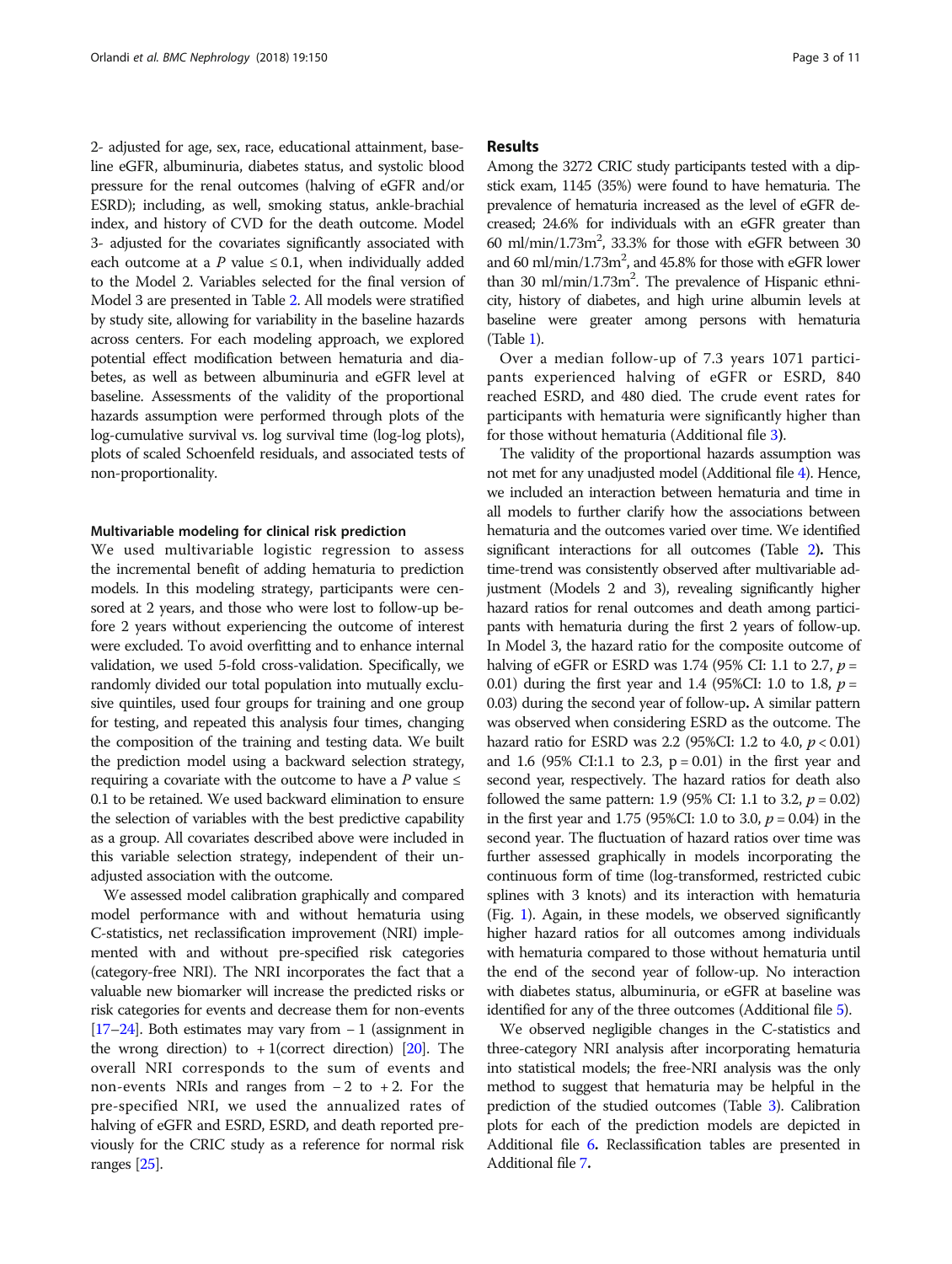2- adjusted for age, sex, race, educational attainment, baseline eGFR, albuminuria, diabetes status, and systolic blood pressure for the renal outcomes (halving of eGFR and/or ESRD); including, as well, smoking status, ankle-brachial index, and history of CVD for the death outcome. Model 3- adjusted for the covariates significantly associated with each outcome at a $P$ value $\leq 0.1$, when individually added to the Model 2. Variables selected for the final version of Model 3 are presented in Table 2. All models were stratified by study site, allowing for variability in the baseline hazards across centers. For each modeling approach, we explored potential effect modification between hematuria and diabetes, as well as between albuminuria and eGFR level at baseline. Assessments of the validity of the proportional hazards assumption were performed through plots of the log-cumulative survival vs. log survival time (log-log plots), plots of scaled Schoenfeld residuals, and associated tests of non-proportionality.

#### Multivariable modeling for clinical risk prediction

We used multivariable logistic regression to assess the incremental benefit of adding hematuria to prediction models. In this modeling strategy, participants were censored at 2 years, and those who were lost to follow-up before 2 years without experiencing the outcome of interest were excluded. To avoid overfitting and to enhance internal validation, we used 5-fold cross-validation. Specifically, we randomly divided our total population into mutually exclusive quintiles, used four groups for training and one group for testing, and repeated this analysis four times, changing the composition of the training and testing data. We built the prediction model using a backward selection strategy, requiring a covariate with the outcome to have a $P$ value $\leq 0.1$ to be retained. We used backward elimination to ensure the selection of variables with the best predictive capability as a group. All covariates described above were included in this variable selection strategy, independent of their unadjusted association with the outcome.

We assessed model calibration graphically and compared model performance with and without hematuria using C-statistics, net reclassification improvement (NRI) implemented with and without pre-specified risk categories (category-free NRI). The NRI incorporates the fact that a valuable new biomarker will increase the predicted risks or risk categories for events and decrease them for non-events [17–24]. Both estimates may vary from $-1$ (assignment in the wrong direction) to $+1$(correct direction) [20]. The overall NRI corresponds to the sum of events and non-events NRIs and ranges from $-2$ to $+2$. For the pre-specified NRI, we used the annualized rates of halving of eGFR and ESRD, ESRD, and death reported previously for the CRIC study as a reference for normal risk ranges [25].

## Results

Among the 3272 CRIC study participants tested with a dipstick exam, 1145 (35%) were found to have hematuria. The prevalence of hematuria increased as the level of eGFR decreased; 24.6% for individuals with an eGFR greater than 60 ml/min/1.73m$^2$, 33.3% for those with eGFR between 30 and 60 ml/min/1.73m$^2$, and 45.8% for those with eGFR lower than 30 ml/min/1.73m$^2$. The prevalence of Hispanic ethnicity, history of diabetes, and high urine albumin levels at baseline were greater among persons with hematuria (Table 1).

Over a median follow-up of 7.3 years 1071 participants experienced halving of eGFR or ESRD, 840 reached ESRD, and 480 died. The crude event rates for participants with hematuria were significantly higher than for those without hematuria (Additional file 3).

The validity of the proportional hazards assumption was not met for any unadjusted model (Additional file 4). Hence, we included an interaction between hematuria and time in all models to further clarify how the associations between hematuria and the outcomes varied over time. We identified significant interactions for all outcomes (Table 2). This time-trend was consistently observed after multivariable adjustment (Models 2 and 3), revealing significantly higher hazard ratios for renal outcomes and death among participants with hematuria during the first 2 years of follow-up. In Model 3, the hazard ratio for the composite outcome of halving of eGFR or ESRD was 1.74 (95% CI: 1.1 to 2.7, $p = 0.01$) during the first year and 1.4 (95%CI: 1.0 to 1.8, $p = 0.03$) during the second year of follow-up. A similar pattern was observed when considering ESRD as the outcome. The hazard ratio for ESRD was 2.2 (95%CI: 1.2 to 4.0, $p < 0.01$) and 1.6 (95% CI:1.1 to 2.3, $p = 0.01$) in the first year and second year, respectively. The hazard ratios for death also followed the same pattern: 1.9 (95% CI: 1.1 to 3.2, $p = 0.02$) in the first year and 1.75 (95%CI: 1.0 to 3.0, $p = 0.04$) in the second year. The fluctuation of hazard ratios over time was further assessed graphically in models incorporating the continuous form of time (log-transformed, restricted cubic splines with 3 knots) and its interaction with hematuria (Fig. 1). Again, in these models, we observed significantly higher hazard ratios for all outcomes among individuals with hematuria compared to those without hematuria until the end of the second year of follow-up. No interaction with diabetes status, albuminuria, or eGFR at baseline was identified for any of the three outcomes (Additional file 5).

We observed negligible changes in the C-statistics and three-category NRI analysis after incorporating hematuria into statistical models; the free-NRI analysis was the only method to suggest that hematuria may be helpful in the prediction of the studied outcomes (Table 3). Calibration plots for each of the prediction models are depicted in Additional file 6. Reclassification tables are presented in Additional file 7.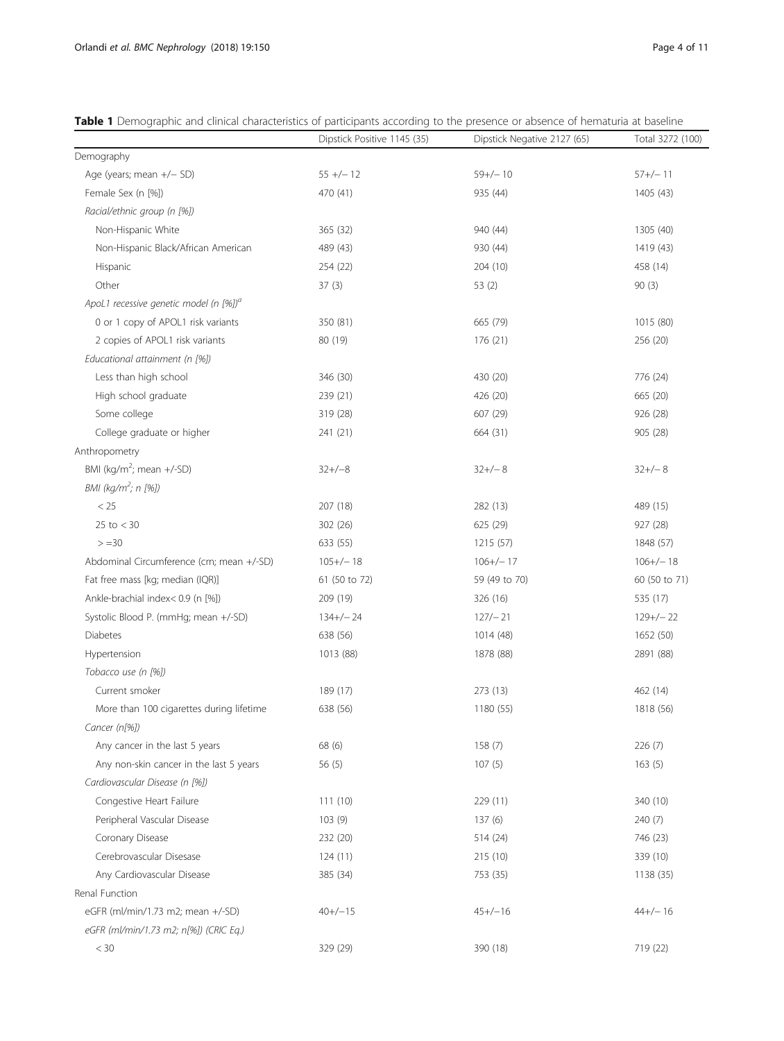**Table 1** Demographic and clinical characteristics of participants according to the presence or absence of hematuria at baseline

| | Dipstick Positive 1145 (35) | Dipstick Negative 2127 (65) | Total 3272 (100) |
|---|---|---|---|
| Demography | | | |
| Age (years; mean +/− SD) | 55 +/− 12 | 59+/− 10 | 57+/− 11 |
| Female Sex (n [%]) | 470 (41) | 935 (44) | 1405 (43) |
| *Racial/ethnic group (n [%])* | | | |
| Non-Hispanic White | 365 (32) | 940 (44) | 1305 (40) |
| Non-Hispanic Black/African American | 489 (43) | 930 (44) | 1419 (43) |
| Hispanic | 254 (22) | 204 (10) | 458 (14) |
| Other | 37 (3) | 53 (2) | 90 (3) |
| *ApoL1 recessive genetic model (n [%])*[a] | | | |
| 0 or 1 copy of APOL1 risk variants | 350 (81) | 665 (79) | 1015 (80) |
| 2 copies of APOL1 risk variants | 80 (19) | 176 (21) | 256 (20) |
| *Educational attainment (n [%])* | | | |
| Less than high school | 346 (30) | 430 (20) | 776 (24) |
| High school graduate | 239 (21) | 426 (20) | 665 (20) |
| Some college | 319 (28) | 607 (29) | 926 (28) |
| College graduate or higher | 241 (21) | 664 (31) | 905 (28) |
| Anthropometry | | | |
| BMI (kg/m$^2$; mean +/-SD) | 32+/−8 | 32+/− 8 | 32+/− 8 |
| *BMI (kg/m$^2$; n [%])* | | | |
| < 25 | 207 (18) | 282 (13) | 489 (15) |
| 25 to < 30 | 302 (26) | 625 (29) | 927 (28) |
| > =30 | 633 (55) | 1215 (57) | 1848 (57) |
| Abdominal Circumference (cm; mean +/-SD) | 105+/− 18 | 106+/− 17 | 106+/− 18 |
| Fat free mass [kg; median (IQR)] | 61 (50 to 72) | 59 (49 to 70) | 60 (50 to 71) |
| Ankle-brachial index< 0.9 (n [%]) | 209 (19) | 326 (16) | 535 (17) |
| Systolic Blood P. (mmHg; mean +/-SD) | 134+/− 24 | 127/− 21 | 129+/− 22 |
| Diabetes | 638 (56) | 1014 (48) | 1652 (50) |
| Hypertension | 1013 (88) | 1878 (88) | 2891 (88) |
| *Tobacco use (n [%])* | | | |
| Current smoker | 189 (17) | 273 (13) | 462 (14) |
| More than 100 cigarettes during lifetime | 638 (56) | 1180 (55) | 1818 (56) |
| *Cancer (n[%])* | | | |
| Any cancer in the last 5 years | 68 (6) | 158 (7) | 226 (7) |
| Any non-skin cancer in the last 5 years | 56 (5) | 107 (5) | 163 (5) |
| *Cardiovascular Disease (n [%])* | | | |
| Congestive Heart Failure | 111 (10) | 229 (11) | 340 (10) |
| Peripheral Vascular Disease | 103 (9) | 137 (6) | 240 (7) |
| Coronary Disease | 232 (20) | 514 (24) | 746 (23) |
| Cerebrovascular Disesase | 124 (11) | 215 (10) | 339 (10) |
| Any Cardiovascular Disease | 385 (34) | 753 (35) | 1138 (35) |
| Renal Function | | | |
| eGFR (ml/min/1.73 m2; mean +/-SD) | 40+/−15 | 45+/−16 | 44+/− 16 |
| *eGFR (ml/min/1.73 m2; n[%]) (CRIC Eq.)* | | | |
| < 30 | 329 (29) | 390 (18) | 719 (22) |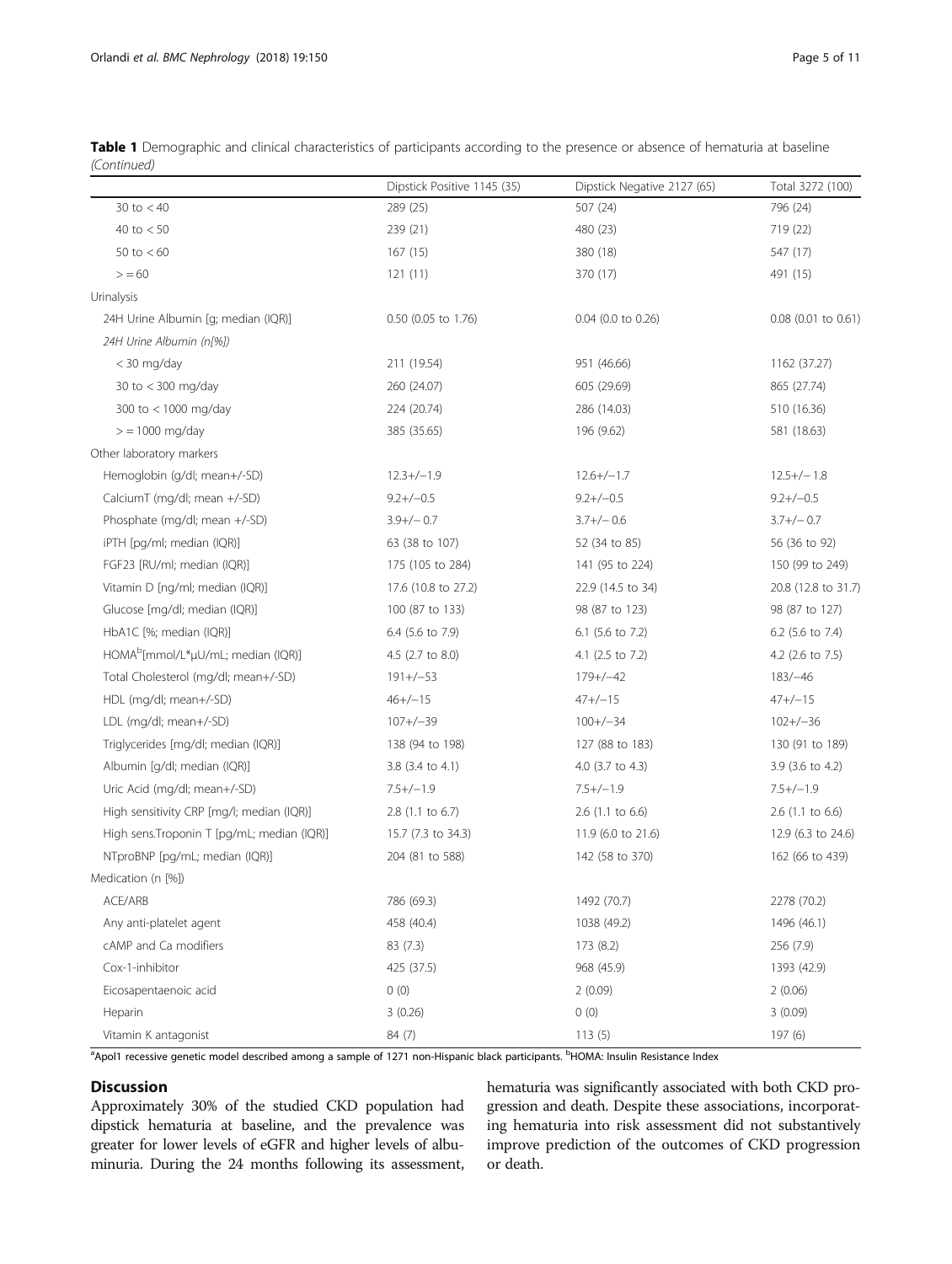**Table 1** Demographic and clinical characteristics of participants according to the presence or absence of hematuria at baseline *(Continued)*

| | Dipstick Positive 1145 (35) | Dipstick Negative 2127 (65) | Total 3272 (100) |
|---|---|---|---|
| 30 to < 40 | 289 (25) | 507 (24) | 796 (24) |
| 40 to < 50 | 239 (21) | 480 (23) | 719 (22) |
| 50 to < 60 | 167 (15) | 380 (18) | 547 (17) |
| > = 60 | 121 (11) | 370 (17) | 491 (15) |
| Urinalysis | | | |
| 24H Urine Albumin [g; median (IQR)] | 0.50 (0.05 to 1.76) | 0.04 (0.0 to 0.26) | 0.08 (0.01 to 0.61) |
| *24H Urine Albumin (n[%])* | | | |
| < 30 mg/day | 211 (19.54) | 951 (46.66) | 1162 (37.27) |
| 30 to < 300 mg/day | 260 (24.07) | 605 (29.69) | 865 (27.74) |
| 300 to < 1000 mg/day | 224 (20.74) | 286 (14.03) | 510 (16.36) |
| > = 1000 mg/day | 385 (35.65) | 196 (9.62) | 581 (18.63) |
| Other laboratory markers | | | |
| Hemoglobin (g/dl; mean+/-SD) | 12.3+/−1.9 | 12.6+/−1.7 | 12.5+/− 1.8 |
| CalciumT (mg/dl; mean +/-SD) | 9.2+/−0.5 | 9.2+/−0.5 | 9.2+/−0.5 |
| Phosphate (mg/dl; mean +/-SD) | 3.9+/− 0.7 | 3.7+/− 0.6 | 3.7+/− 0.7 |
| iPTH [pg/ml; median (IQR)] | 63 (38 to 107) | 52 (34 to 85) | 56 (36 to 92) |
| FGF23 [RU/ml; median (IQR)] | 175 (105 to 284) | 141 (95 to 224) | 150 (99 to 249) |
| Vitamin D [ng/ml; median (IQR)] | 17.6 (10.8 to 27.2) | 22.9 (14.5 to 34) | 20.8 (12.8 to 31.7) |
| Glucose [mg/dl; median (IQR)] | 100 (87 to 133) | 98 (87 to 123) | 98 (87 to 127) |
| HbA1C [%; median (IQR)] | 6.4 (5.6 to 7.9) | 6.1 (5.6 to 7.2) | 6.2 (5.6 to 7.4) |
| HOMA[b][mmol/L*μU/mL; median (IQR)] | 4.5 (2.7 to 8.0) | 4.1 (2.5 to 7.2) | 4.2 (2.6 to 7.5) |
| Total Cholesterol (mg/dl; mean+/-SD) | 191+/−53 | 179+/−42 | 183/−46 |
| HDL (mg/dl; mean+/-SD) | 46+/−15 | 47+/−15 | 47+/−15 |
| LDL (mg/dl; mean+/-SD) | 107+/−39 | 100+/−34 | 102+/−36 |
| Triglycerides [mg/dl; median (IQR)] | 138 (94 to 198) | 127 (88 to 183) | 130 (91 to 189) |
| Albumin [g/dl; median (IQR)] | 3.8 (3.4 to 4.1) | 4.0 (3.7 to 4.3) | 3.9 (3.6 to 4.2) |
| Uric Acid (mg/dl; mean+/-SD) | 7.5+/−1.9 | 7.5+/−1.9 | 7.5+/−1.9 |
| High sensitivity CRP [mg/l; median (IQR)] | 2.8 (1.1 to 6.7) | 2.6 (1.1 to 6.6) | 2.6 (1.1 to 6.6) |
| High sens.Troponin T [pg/mL; median (IQR)] | 15.7 (7.3 to 34.3) | 11.9 (6.0 to 21.6) | 12.9 (6.3 to 24.6) |
| NTproBNP [pg/mL; median (IQR)] | 204 (81 to 588) | 142 (58 to 370) | 162 (66 to 439) |
| Medication (n [%]) | | | |
| ACE/ARB | 786 (69.3) | 1492 (70.7) | 2278 (70.2) |
| Any anti-platelet agent | 458 (40.4) | 1038 (49.2) | 1496 (46.1) |
| cAMP and Ca modifiers | 83 (7.3) | 173 (8.2) | 256 (7.9) |
| Cox-1-inhibitor | 425 (37.5) | 968 (45.9) | 1393 (42.9) |
| Eicosapentaenoic acid | 0 (0) | 2 (0.09) | 2 (0.06) |
| Heparin | 3 (0.26) | 0 (0) | 3 (0.09) |
| Vitamin K antagonist | 84 (7) | 113 (5) | 197 (6) |

[a]Apol1 recessive genetic model described among a sample of 1271 non-Hispanic black participants. [b]HOMA: Insulin Resistance Index

## Discussion

Approximately 30% of the studied CKD population had dipstick hematuria at baseline, and the prevalence was greater for lower levels of eGFR and higher levels of albuminuria. During the 24 months following its assessment, hematuria was significantly associated with both CKD progression and death. Despite these associations, incorporating hematuria into risk assessment did not substantively improve prediction of the outcomes of CKD progression or death.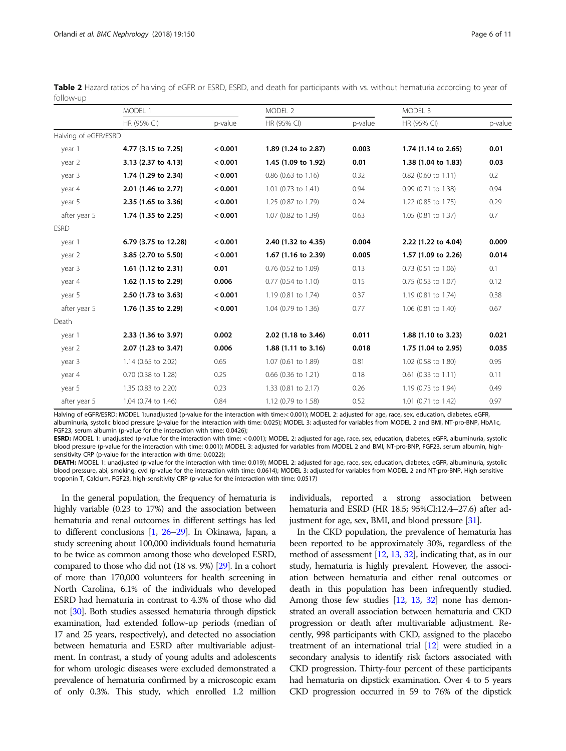**Table 2** Hazard ratios of halving of eGFR or ESRD, ESRD, and death for participants with vs. without hematuria according to year of follow-up

| | MODEL 1 | | MODEL 2 | | MODEL 3 | |
|---|---|---|---|---|---|---|
| | HR (95% CI) | p-value | HR (95% CI) | p-value | HR (95% CI) | p-value |
| Halving of eGFR/ESRD | | | | | | |
| year 1 | **4.77 (3.15 to 7.25)** | **< 0.001** | **1.89 (1.24 to 2.87)** | **0.003** | **1.74 (1.14 to 2.65)** | **0.01** |
| year 2 | **3.13 (2.37 to 4.13)** | **< 0.001** | **1.45 (1.09 to 1.92)** | **0.01** | **1.38 (1.04 to 1.83)** | **0.03** |
| year 3 | **1.74 (1.29 to 2.34)** | **< 0.001** | 0.86 (0.63 to 1.16) | 0.32 | 0.82 (0.60 to 1.11) | 0.2 |
| year 4 | **2.01 (1.46 to 2.77)** | **< 0.001** | 1.01 (0.73 to 1.41) | 0.94 | 0.99 (0.71 to 1.38) | 0.94 |
| year 5 | **2.35 (1.65 to 3.36)** | **< 0.001** | 1.25 (0.87 to 1.79) | 0.24 | 1.22 (0.85 to 1.75) | 0.29 |
| after year 5 | **1.74 (1.35 to 2.25)** | **< 0.001** | 1.07 (0.82 to 1.39) | 0.63 | 1.05 (0.81 to 1.37) | 0.7 |
| ESRD | | | | | | |
| year 1 | **6.79 (3.75 to 12.28)** | **< 0.001** | **2.40 (1.32 to 4.35)** | **0.004** | **2.22 (1.22 to 4.04)** | **0.009** |
| year 2 | **3.85 (2.70 to 5.50)** | **< 0.001** | **1.67 (1.16 to 2.39)** | **0.005** | **1.57 (1.09 to 2.26)** | **0.014** |
| year 3 | **1.61 (1.12 to 2.31)** | **0.01** | 0.76 (0.52 to 1.09) | 0.13 | 0.73 (0.51 to 1.06) | 0.1 |
| year 4 | **1.62 (1.15 to 2.29)** | **0.006** | 0.77 (0.54 to 1.10) | 0.15 | 0.75 (0.53 to 1.07) | 0.12 |
| year 5 | **2.50 (1.73 to 3.63)** | **< 0.001** | 1.19 (0.81 to 1.74) | 0.37 | 1.19 (0.81 to 1.74) | 0.38 |
| after year 5 | **1.76 (1.35 to 2.29)** | **< 0.001** | 1.04 (0.79 to 1.36) | 0.77 | 1.06 (0.81 to 1.40) | 0.67 |
| Death | | | | | | |
| year 1 | **2.33 (1.36 to 3.97)** | **0.002** | **2.02 (1.18 to 3.46)** | **0.011** | **1.88 (1.10 to 3.23)** | **0.021** |
| year 2 | **2.07 (1.23 to 3.47)** | **0.006** | **1.88 (1.11 to 3.16)** | **0.018** | **1.75 (1.04 to 2.95)** | **0.035** |
| year 3 | 1.14 (0.65 to 2.02) | 0.65 | 1.07 (0.61 to 1.89) | 0.81 | 1.02 (0.58 to 1.80) | 0.95 |
| year 4 | 0.70 (0.38 to 1.28) | 0.25 | 0.66 (0.36 to 1.21) | 0.18 | 0.61 (0.33 to 1.11) | 0.11 |
| year 5 | 1.35 (0.83 to 2.20) | 0.23 | 1.33 (0.81 to 2.17) | 0.26 | 1.19 (0.73 to 1.94) | 0.49 |
| after year 5 | 1.04 (0.74 to 1.46) | 0.84 | 1.12 (0.79 to 1.58) | 0.52 | 1.01 (0.71 to 1.42) | 0.97 |

Halving of eGFR/ESRD: MODEL 1:unadjusted (p-value for the interaction with time:< 0.001); MODEL 2: adjusted for age, race, sex, education, diabetes, eGFR, albuminuria, systolic blood pressure (*p*-value for the interaction with time: 0.025); MODEL 3: adjusted for variables from MODEL 2 and BMI, NT-pro-BNP, HbA1c, FGF23, serum albumin (p-value for the interaction with time: 0.0426);

**ESRD:** MODEL 1: unadjusted (p-value for the interaction with time: < 0.001); MODEL 2: adjusted for age, race, sex, education, diabetes, eGFR, albuminuria, systolic blood pressure (p-value for the interaction with time: 0.001); MODEL 3: adjusted for variables from MODEL 2 and BMI, NT-pro-BNP, FGF23, serum albumin, high-sensitivity CRP (p-value for the interaction with time: 0.0022);

**DEATH:** MODEL 1: unadjusted (p-value for the interaction with time: 0.019); MODEL 2: adjusted for age, race, sex, education, diabetes, eGFR, albuminuria, systolic blood pressure, abi, smoking, cvd (p-value for the interaction with time: 0.0614); MODEL 3: adjusted for variables from MODEL 2 and NT-pro-BNP, High sensitive troponin T, Calcium, FGF23, high-sensitivity CRP (p-value for the interaction with time: 0.0517)

In the general population, the frequency of hematuria is highly variable (0.23 to 17%) and the association between hematuria and renal outcomes in different settings has led to different conclusions [1, 26–29]. In Okinawa, Japan, a study screening about 100,000 individuals found hematuria to be twice as common among those who developed ESRD, compared to those who did not (18 vs. 9%) [29]. In a cohort of more than 170,000 volunteers for health screening in North Carolina, 6.1% of the individuals who developed ESRD had hematuria in contrast to 4.3% of those who did not [30]. Both studies assessed hematuria through dipstick examination, had extended follow-up periods (median of 17 and 25 years, respectively), and detected no association between hematuria and ESRD after multivariable adjustment. In contrast, a study of young adults and adolescents for whom urologic diseases were excluded demonstrated a prevalence of hematuria confirmed by a microscopic exam of only 0.3%. This study, which enrolled 1.2 million individuals, reported a strong association between hematuria and ESRD (HR 18.5; 95%CI:12.4–27.6) after adjustment for age, sex, BMI, and blood pressure [31].

In the CKD population, the prevalence of hematuria has been reported to be approximately 30%, regardless of the method of assessment [12, 13, 32], indicating that, as in our study, hematuria is highly prevalent. However, the association between hematuria and either renal outcomes or death in this population has been infrequently studied. Among those few studies [12, 13, 32] none has demonstrated an overall association between hematuria and CKD progression or death after multivariable adjustment. Recently, 998 participants with CKD, assigned to the placebo treatment of an international trial [12] were studied in a secondary analysis to identify risk factors associated with CKD progression. Thirty-four percent of these participants had hematuria on dipstick examination. Over 4 to 5 years CKD progression occurred in 59 to 76% of the dipstick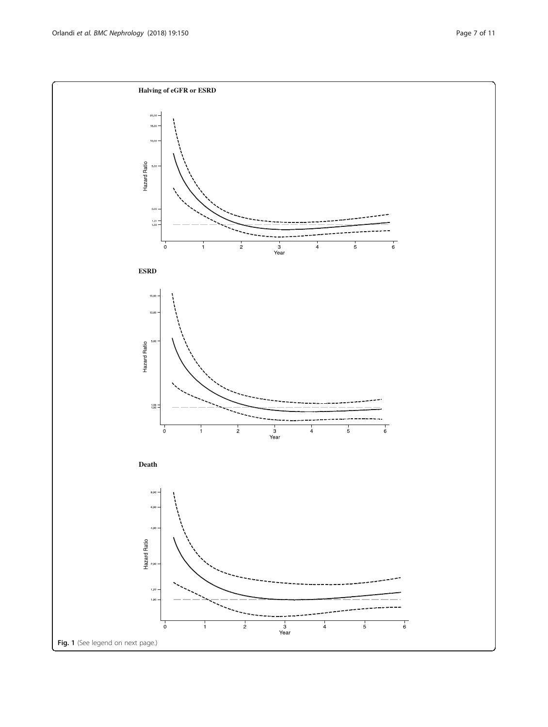**Halving of eGFR or ESRD**

**ESRD**

**Death**

**Fig. 1** (See legend on next page.)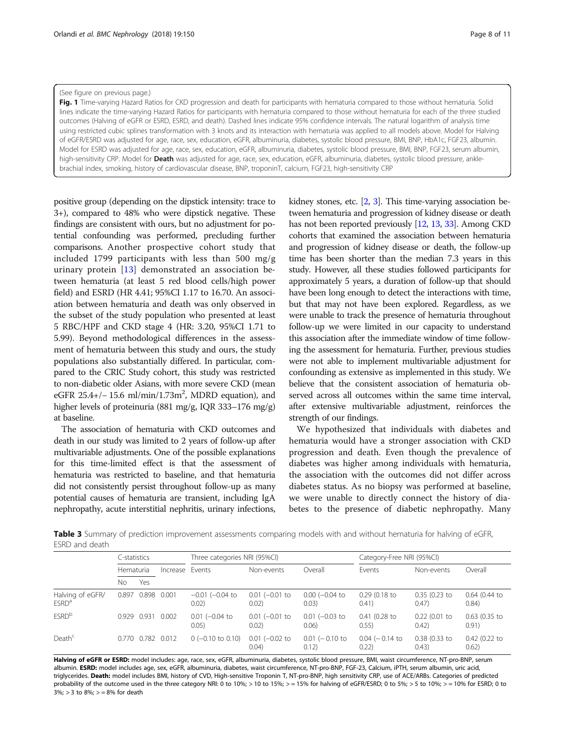(See figure on previous page.)

**Fig. 1** Time-varying Hazard Ratios for CKD progression and death for participants with hematuria compared to those without hematuria. Solid lines indicate the time-varying Hazard Ratios for participants with hematuria compared to those without hematuria for each of the three studied outcomes (Halving of eGFR or ESRD, ESRD, and death). Dashed lines indicate 95% confidence intervals. The natural logarithm of analysis time using restricted cubic splines transformation with 3 knots and its interaction with hematuria was applied to all models above. Model for Halving of eGFR/ESRD was adjusted for age, race, sex, education, eGFR, albuminuria, diabetes, systolic blood pressure, BMI, BNP, HbA1c, FGF23, albumin. Model for ESRD was adjusted for age, race, sex, education, eGFR, albuminuria, diabetes, systolic blood pressure, BMI, BNP, FGF23, serum albumin, high-sensitivity CRP. Model for **Death** was adjusted for age, race, sex, education, eGFR, albuminuria, diabetes, systolic blood pressure, ankle-brachial index, smoking, history of cardiovascular disease, BNP, troponinT, calcium, FGF23, high-sensitivity CRP

positive group (depending on the dipstick intensity: trace to 3+), compared to 48% who were dipstick negative. These findings are consistent with ours, but no adjustment for potential confounding was performed, precluding further comparisons. Another prospective cohort study that included 1799 participants with less than 500 mg/g urinary protein [13] demonstrated an association between hematuria (at least 5 red blood cells/high power field) and ESRD (HR 4.41; 95%CI 1.17 to 16.70. An association between hematuria and death was only observed in the subset of the study population who presented at least 5 RBC/HPF and CKD stage 4 (HR: 3.20, 95%CI 1.71 to 5.99). Beyond methodological differences in the assessment of hematuria between this study and ours, the study populations also substantially differed. In particular, compared to the CRIC Study cohort, this study was restricted to non-diabetic older Asians, with more severe CKD (mean eGFR 25.4+/− 15.6 ml/min/1.73m$^2$, MDRD equation), and higher levels of proteinuria (881 mg/g, IQR 333–176 mg/g) at baseline.

The association of hematuria with CKD outcomes and death in our study was limited to 2 years of follow-up after multivariable adjustments. One of the possible explanations for this time-limited effect is that the assessment of hematuria was restricted to baseline, and that hematuria did not consistently persist throughout follow-up as many potential causes of hematuria are transient, including IgA nephropathy, acute interstitial nephritis, urinary infections, kidney stones, etc. [2, 3]. This time-varying association between hematuria and progression of kidney disease or death has not been reported previously [12, 13, 33]. Among CKD cohorts that examined the association between hematuria and progression of kidney disease or death, the follow-up time has been shorter than the median 7.3 years in this study. However, all these studies followed participants for approximately 5 years, a duration of follow-up that should have been long enough to detect the interactions with time, but that may not have been explored. Regardless, as we were unable to track the presence of hematuria throughout follow-up we were limited in our capacity to understand this association after the immediate window of time following the assessment for hematuria. Further, previous studies were not able to implement multivariable adjustment for confounding as extensive as implemented in this study. We believe that the consistent association of hematuria observed across all outcomes within the same time interval, after extensive multivariable adjustment, reinforces the strength of our findings.

We hypothesized that individuals with diabetes and hematuria would have a stronger association with CKD progression and death. Even though the prevalence of diabetes was higher among individuals with hematuria, the association with the outcomes did not differ across diabetes status. As no biopsy was performed at baseline, we were unable to directly connect the history of diabetes to the presence of diabetic nephropathy. Many

**Table 3** Summary of prediction improvement assessments comparing models with and without hematuria for halving of eGFR, ESRD and death

| | C-statistics | | | Three categories NRI (95%CI) | | | Category-Free NRI (95%CI) | | |
|---|---|---|---|---|---|---|---|---|---|
| | Hematuria | | Increase | Events | Non-events | Overall | Events | Non-events | Overall |
| | No | Yes | | | | | | | |
| Halving of eGFR/ ESRD[a] | 0.897 | 0.898 | 0.001 | −0.01 (−0.04 to 0.02) | 0.01 (−0.01 to 0.02) | 0.00 (−0.04 to 0.03) | 0.29 (0.18 to 0.41) | 0.35 (0.23 to 0.47) | 0.64 (0.44 to 0.84) |
| ESRD[b] | 0.929 | 0.931 | 0.002 | 0.01 (−0.04 to 0.05) | 0.01 (−0.01 to 0.02) | 0.01 (−0.03 to 0.06) | 0.41 (0.28 to 0.55) | 0.22 (0.01 to 0.42) | 0.63 (0.35 to 0.91) |
| Death[c] | 0.770 | 0.782 | 0.012 | 0 (−0.10 to 0.10) | 0.01 (−0.02 to 0.04) | 0.01 (− 0.10 to 0.12) | 0.04 (− 0.14 to 0.22) | 0.38 (0.33 to 0.43) | 0.42 (0.22 to 0.62) |

**Halving of eGFR or ESRD:** model includes: age, race, sex, eGFR, albuminuria, diabetes, systolic blood pressure, BMI, waist circumference, NT-pro-BNP, serum albumin. **ESRD:** model includes age, sex, eGFR, albuminuria, diabetes, waist circumference, NT-pro-BNP, FGF-23, Calcium, iPTH, serum albumin, uric acid, triglycerides. **Death:** model includes BMI, history of CVD, High-sensitive Troponin T, NT-pro-BNP, high sensitivity CRP, use of ACE/ARBs. Categories of predicted probability of the outcome used in the three category NRI: 0 to 10%; > 10 to 15%; > = 15% for halving of eGFR/ESRD; 0 to 5%; > 5 to 10%; > = 10% for ESRD; 0 to 3%; > 3 to 8%; > = 8% for death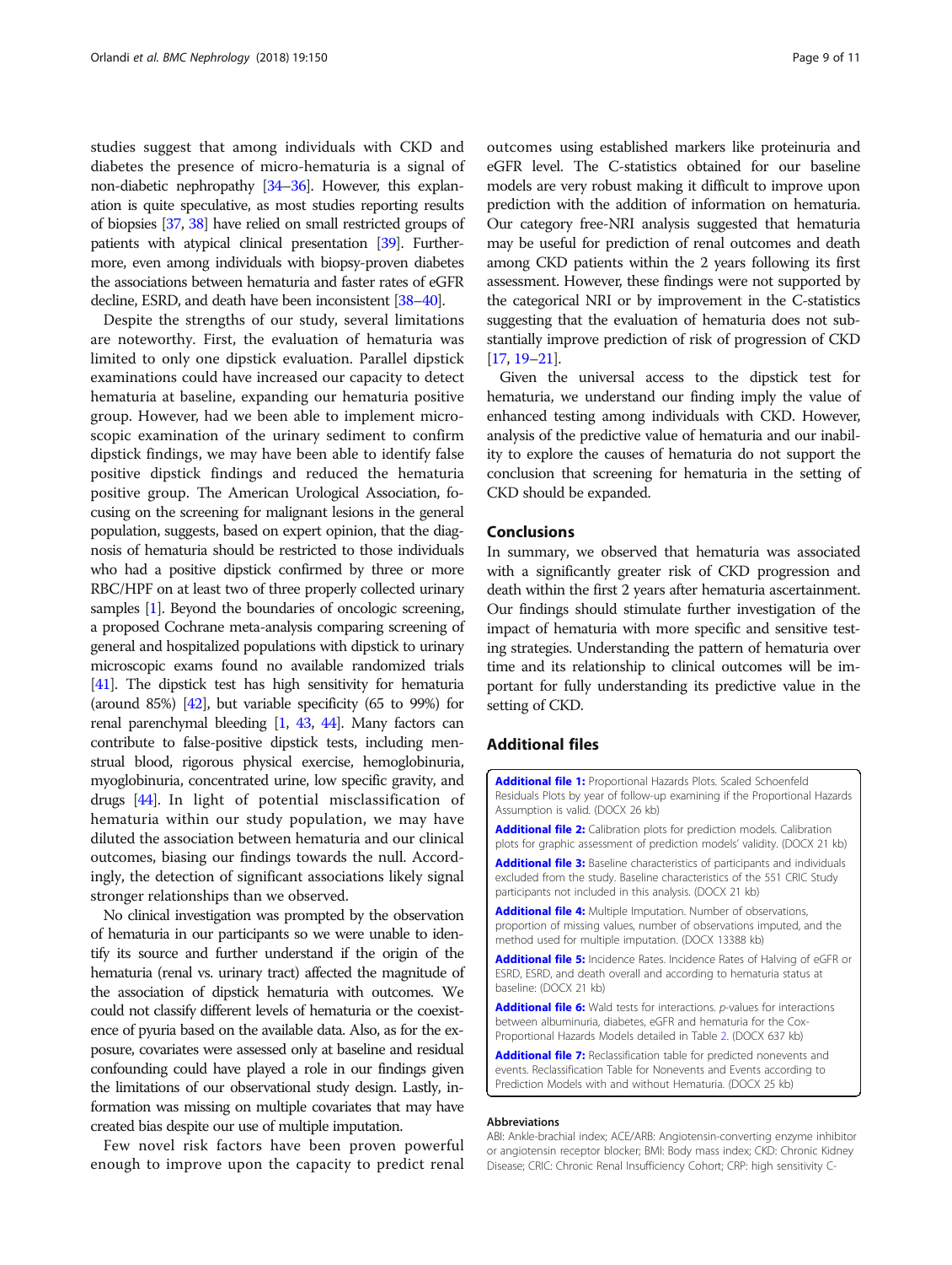studies suggest that among individuals with CKD and diabetes the presence of micro-hematuria is a signal of non-diabetic nephropathy [34–36]. However, this explanation is quite speculative, as most studies reporting results of biopsies [37, 38] have relied on small restricted groups of patients with atypical clinical presentation [39]. Furthermore, even among individuals with biopsy-proven diabetes the associations between hematuria and faster rates of eGFR decline, ESRD, and death have been inconsistent [38–40].

Despite the strengths of our study, several limitations are noteworthy. First, the evaluation of hematuria was limited to only one dipstick evaluation. Parallel dipstick examinations could have increased our capacity to detect hematuria at baseline, expanding our hematuria positive group. However, had we been able to implement microscopic examination of the urinary sediment to confirm dipstick findings, we may have been able to identify false positive dipstick findings and reduced the hematuria positive group. The American Urological Association, focusing on the screening for malignant lesions in the general population, suggests, based on expert opinion, that the diagnosis of hematuria should be restricted to those individuals who had a positive dipstick confirmed by three or more RBC/HPF on at least two of three properly collected urinary samples [1]. Beyond the boundaries of oncologic screening, a proposed Cochrane meta-analysis comparing screening of general and hospitalized populations with dipstick to urinary microscopic exams found no available randomized trials [41]. The dipstick test has high sensitivity for hematuria (around 85%) [42], but variable specificity (65 to 99%) for renal parenchymal bleeding [1, 43, 44]. Many factors can contribute to false-positive dipstick tests, including menstrual blood, rigorous physical exercise, hemoglobinuria, myoglobinuria, concentrated urine, low specific gravity, and drugs [44]. In light of potential misclassification of hematuria within our study population, we may have diluted the association between hematuria and our clinical outcomes, biasing our findings towards the null. Accordingly, the detection of significant associations likely signal stronger relationships than we observed.

No clinical investigation was prompted by the observation of hematuria in our participants so we were unable to identify its source and further understand if the origin of the hematuria (renal vs. urinary tract) affected the magnitude of the association of dipstick hematuria with outcomes. We could not classify different levels of hematuria or the coexistence of pyuria based on the available data. Also, as for the exposure, covariates were assessed only at baseline and residual confounding could have played a role in our findings given the limitations of our observational study design. Lastly, information was missing on multiple covariates that may have created bias despite our use of multiple imputation.

Few novel risk factors have been proven powerful enough to improve upon the capacity to predict renal outcomes using established markers like proteinuria and eGFR level. The C-statistics obtained for our baseline models are very robust making it difficult to improve upon prediction with the addition of information on hematuria. Our category free-NRI analysis suggested that hematuria may be useful for prediction of renal outcomes and death among CKD patients within the 2 years following its first assessment. However, these findings were not supported by the categorical NRI or by improvement in the C-statistics suggesting that the evaluation of hematuria does not substantially improve prediction of risk of progression of CKD [17, 19–21].

Given the universal access to the dipstick test for hematuria, we understand our finding imply the value of enhanced testing among individuals with CKD. However, analysis of the predictive value of hematuria and our inability to explore the causes of hematuria do not support the conclusion that screening for hematuria in the setting of CKD should be expanded.

## Conclusions

In summary, we observed that hematuria was associated with a significantly greater risk of CKD progression and death within the first 2 years after hematuria ascertainment. Our findings should stimulate further investigation of the impact of hematuria with more specific and sensitive testing strategies. Understanding the pattern of hematuria over time and its relationship to clinical outcomes will be important for fully understanding its predictive value in the setting of CKD.

## Additional files

**Additional file 1:** Proportional Hazards Plots. Scaled Schoenfeld Residuals Plots by year of follow-up examining if the Proportional Hazards Assumption is valid. (DOCX 26 kb)

**Additional file 2:** Calibration plots for prediction models. Calibration plots for graphic assessment of prediction models' validity. (DOCX 21 kb)

**Additional file 3:** Baseline characteristics of participants and individuals excluded from the study. Baseline characteristics of the 551 CRIC Study participants not included in this analysis. (DOCX 21 kb)

**Additional file 4:** Multiple Imputation. Number of observations, proportion of missing values, number of observations imputed, and the method used for multiple imputation. (DOCX 13388 kb)

**Additional file 5:** Incidence Rates. Incidence Rates of Halving of eGFR or ESRD, ESRD, and death overall and according to hematuria status at baseline: (DOCX 21 kb)

**Additional file 6:** Wald tests for interactions. *p*-values for interactions between albuminuria, diabetes, eGFR and hematuria for the Cox-Proportional Hazards Models detailed in Table 2. (DOCX 637 kb)

**Additional file 7:** Reclassification table for predicted nonevents and events. Reclassification Table for Nonevents and Events according to Prediction Models with and without Hematuria. (DOCX 25 kb)

#### Abbreviations

ABI: Ankle-brachial index; ACE/ARB: Angiotensin-converting enzyme inhibitor or angiotensin receptor blocker; BMI: Body mass index; CKD: Chronic Kidney Disease; CRIC: Chronic Renal Insufficiency Cohort; CRP: high sensitivity C-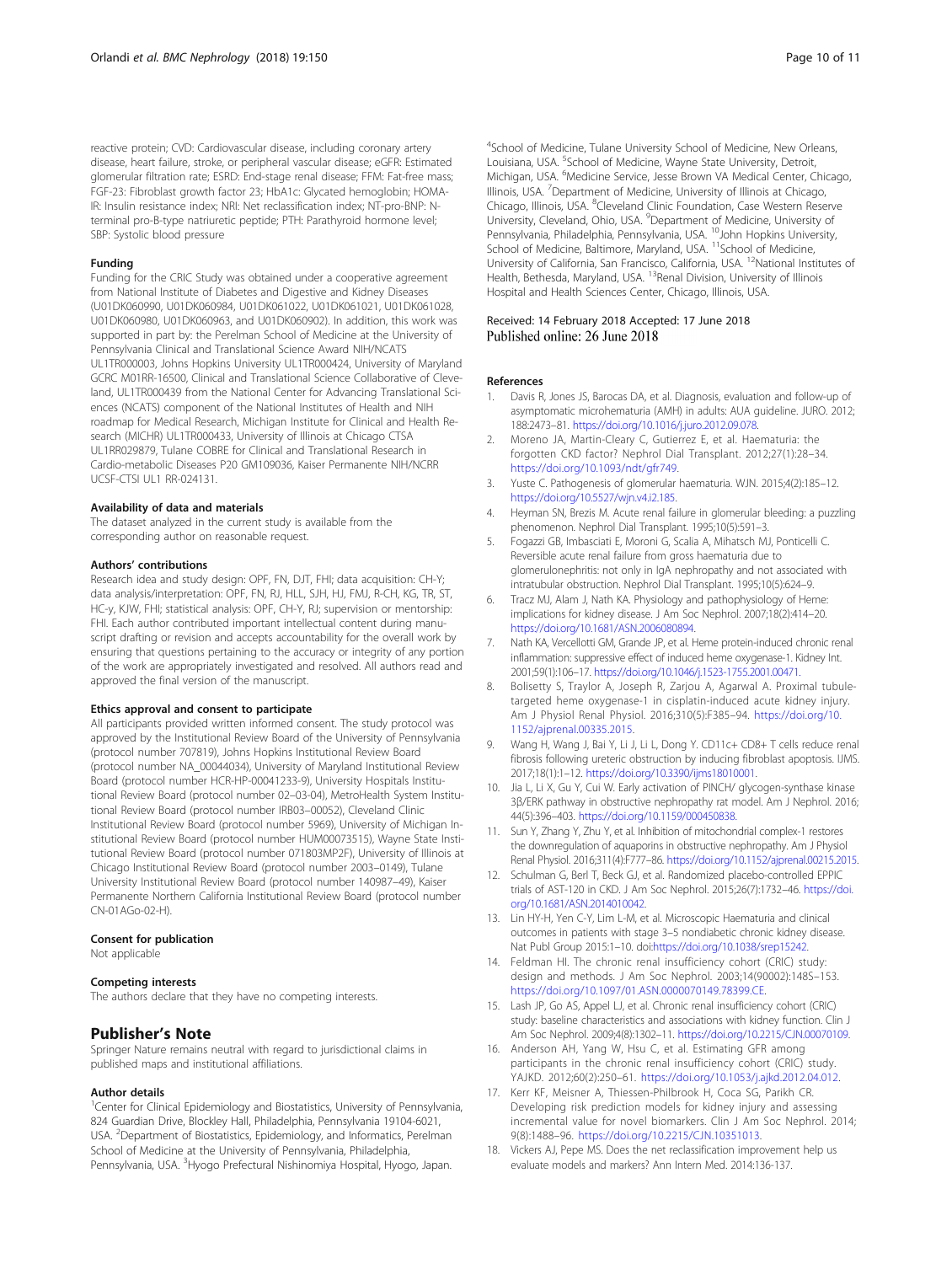reactive protein; CVD: Cardiovascular disease, including coronary artery disease, heart failure, stroke, or peripheral vascular disease; eGFR: Estimated glomerular filtration rate; ESRD: End-stage renal disease; FFM: Fat-free mass; FGF-23: Fibroblast growth factor 23; HbA1c: Glycated hemoglobin; HOMA-IR: Insulin resistance index; NRI: Net reclassification index; NT-pro-BNP: N-terminal pro-B-type natriuretic peptide; PTH: Parathyroid hormone level; SBP: Systolic blood pressure

#### Funding

Funding for the CRIC Study was obtained under a cooperative agreement from National Institute of Diabetes and Digestive and Kidney Diseases (U01DK060990, U01DK060984, U01DK061022, U01DK061021, U01DK061028, U01DK060980, U01DK060963, and U01DK060902). In addition, this work was supported in part by: the Perelman School of Medicine at the University of Pennsylvania Clinical and Translational Science Award NIH/NCATS UL1TR000003, Johns Hopkins University UL1TR000424, University of Maryland GCRC M01RR-16500, Clinical and Translational Science Collaborative of Cleveland, UL1TR000439 from the National Center for Advancing Translational Sciences (NCATS) component of the National Institutes of Health and NIH roadmap for Medical Research, Michigan Institute for Clinical and Health Research (MICHR) UL1TR000433, University of Illinois at Chicago CTSA UL1RR029879, Tulane COBRE for Clinical and Translational Research in Cardio-metabolic Diseases P20 GM109036, Kaiser Permanente NIH/NCRR UCSF-CTSI UL1 RR-024131.

#### Availability of data and materials

The dataset analyzed in the current study is available from the corresponding author on reasonable request.

#### Authors' contributions

Research idea and study design: OPF, FN, DJT, FHI; data acquisition: CH-Y; data analysis/interpretation: OPF, FN, RJ, HLL, SJH, HJ, FMJ, R-CH, KG, TR, ST, HC-y, KJW, FHI; statistical analysis: OPF, CH-Y, RJ; supervision or mentorship: FHI. Each author contributed important intellectual content during manuscript drafting or revision and accepts accountability for the overall work by ensuring that questions pertaining to the accuracy or integrity of any portion of the work are appropriately investigated and resolved. All authors read and approved the final version of the manuscript.

#### Ethics approval and consent to participate

All participants provided written informed consent. The study protocol was approved by the Institutional Review Board of the University of Pennsylvania (protocol number 707819), Johns Hopkins Institutional Review Board (protocol number NA_00044034), University of Maryland Institutional Review Board (protocol number HCR-HP-00041233-9), University Hospitals Institutional Review Board (protocol number 02–03-04), MetroHealth System Institutional Review Board (protocol number IRB03–00052), Cleveland Clinic Institutional Review Board (protocol number 5969), University of Michigan Institutional Review Board (protocol number HUM00073515), Wayne State Institutional Review Board (protocol number 071803MP2F), University of Illinois at Chicago Institutional Review Board (protocol number 2003–0149), Tulane University Institutional Review Board (protocol number 140987–49), Kaiser Permanente Northern California Institutional Review Board (protocol number CN-01AGo-02-H).

#### Consent for publication

Not applicable

#### Competing interests

The authors declare that they have no competing interests.

## Publisher's Note

Springer Nature remains neutral with regard to jurisdictional claims in published maps and institutional affiliations.

#### Author details

[1]Center for Clinical Epidemiology and Biostatistics, University of Pennsylvania, 824 Guardian Drive, Blockley Hall, Philadelphia, Pennsylvania 19104-6021, USA. [2]Department of Biostatistics, Epidemiology, and Informatics, Perelman School of Medicine at the University of Pennsylvania, Philadelphia, Pennsylvania, USA. [3]Hyogo Prefectural Nishinomiya Hospital, Hyogo, Japan. [4]School of Medicine, Tulane University School of Medicine, New Orleans, Louisiana, USA. [5]School of Medicine, Wayne State University, Detroit, Michigan, USA. [6]Medicine Service, Jesse Brown VA Medical Center, Chicago, Illinois, USA. [7]Department of Medicine, University of Illinois at Chicago, Chicago, Illinois, USA. [8]Cleveland Clinic Foundation, Case Western Reserve University, Cleveland, Ohio, USA. [9]Department of Medicine, University of Pennsylvania, Philadelphia, Pennsylvania, USA. [10]John Hopkins University, School of Medicine, Baltimore, Maryland, USA. [11]School of Medicine, University of California, San Francisco, California, USA. [12]National Institutes of Health, Bethesda, Maryland, USA. [13]Renal Division, University of Illinois Hospital and Health Sciences Center, Chicago, Illinois, USA.

Received: 14 February 2018 Accepted: 17 June 2018
Published online: 26 June 2018

#### References

1. Davis R, Jones JS, Barocas DA, et al. Diagnosis, evaluation and follow-up of asymptomatic microhematuria (AMH) in adults: AUA guideline. JURO. 2012; 188:2473–81. https://doi.org/10.1016/j.juro.2012.09.078.
2. Moreno JA, Martin-Cleary C, Gutierrez E, et al. Haematuria: the forgotten CKD factor? Nephrol Dial Transplant. 2012;27(1):28–34. https://doi.org/10.1093/ndt/gfr749.
3. Yuste C. Pathogenesis of glomerular haematuria. WJN. 2015;4(2):185–12. https://doi.org/10.5527/wjn.v4.i2.185.
4. Heyman SN, Brezis M. Acute renal failure in glomerular bleeding: a puzzling phenomenon. Nephrol Dial Transplant. 1995;10(5):591–3.
5. Fogazzi GB, Imbasciati E, Moroni G, Scalia A, Mihatsch MJ, Ponticelli C. Reversible acute renal failure from gross haematuria due to glomerulonephritis: not only in IgA nephropathy and not associated with intratubular obstruction. Nephrol Dial Transplant. 1995;10(5):624–9.
6. Tracz MJ, Alam J, Nath KA. Physiology and pathophysiology of Heme: implications for kidney disease. J Am Soc Nephrol. 2007;18(2):414–20. https://doi.org/10.1681/ASN.2006080894.
7. Nath KA, Vercellotti GM, Grande JP, et al. Heme protein-induced chronic renal inflammation: suppressive effect of induced heme oxygenase-1. Kidney Int. 2001;59(1):106–17. https://doi.org/10.1046/j.1523-1755.2001.00471.
8. Bolisetty S, Traylor A, Joseph R, Zarjou A, Agarwal A. Proximal tubule-targeted heme oxygenase-1 in cisplatin-induced acute kidney injury. Am J Physiol Renal Physiol. 2016;310(5):F385–94. https://doi.org/10.1152/ajprenal.00335.2015.
9. Wang H, Wang J, Bai Y, Li J, Li L, Dong Y. CD11c+ CD8+ T cells reduce renal fibrosis following ureteric obstruction by inducing fibroblast apoptosis. IJMS. 2017;18(1):1–12. https://doi.org/10.3390/ijms18010001.
10. Jia L, Li X, Gu Y, Cui W. Early activation of PINCH/ glycogen-synthase kinase 3β/ERK pathway in obstructive nephropathy rat model. Am J Nephrol. 2016; 44(5):396–403. https://doi.org/10.1159/000450838.
11. Sun Y, Zhang Y, Zhu Y, et al. Inhibition of mitochondrial complex-1 restores the downregulation of aquaporins in obstructive nephropathy. Am J Physiol Renal Physiol. 2016;311(4):F777–86. https://doi.org/10.1152/ajprenal.00215.2015.
12. Schulman G, Berl T, Beck GJ, et al. Randomized placebo-controlled EPPIC trials of AST-120 in CKD. J Am Soc Nephrol. 2015;26(7):1732–46. https://doi.org/10.1681/ASN.2014010042.
13. Lin HY-H, Yen C-Y, Lim L-M, et al. Microscopic Haematuria and clinical outcomes in patients with stage 3–5 nondiabetic chronic kidney disease. Nat Publ Group 2015:1–10. doi:https://doi.org/10.1038/srep15242.
14. Feldman HI. The chronic renal insufficiency cohort (CRIC) study: design and methods. J Am Soc Nephrol. 2003;14(90002):148S–153. https://doi.org/10.1097/01.ASN.0000070149.78399.CE.
15. Lash JP, Go AS, Appel LJ, et al. Chronic renal insufficiency cohort (CRIC) study: baseline characteristics and associations with kidney function. Clin J Am Soc Nephrol. 2009;4(8):1302–11. https://doi.org/10.2215/CJN.00070109.
16. Anderson AH, Yang W, Hsu C, et al. Estimating GFR among participants in the chronic renal insufficiency cohort (CRIC) study. YAJKD. 2012;60(2):250–61. https://doi.org/10.1053/j.ajkd.2012.04.012.
17. Kerr KF, Meisner A, Thiessen-Philbrook H, Coca SG, Parikh CR. Developing risk prediction models for kidney injury and assessing incremental value for novel biomarkers. Clin J Am Soc Nephrol. 2014; 9(8):1488–96. https://doi.org/10.2215/CJN.10351013.
18. Vickers AJ, Pepe MS. Does the net reclassification improvement help us evaluate models and markers? Ann Intern Med. 2014:136-137.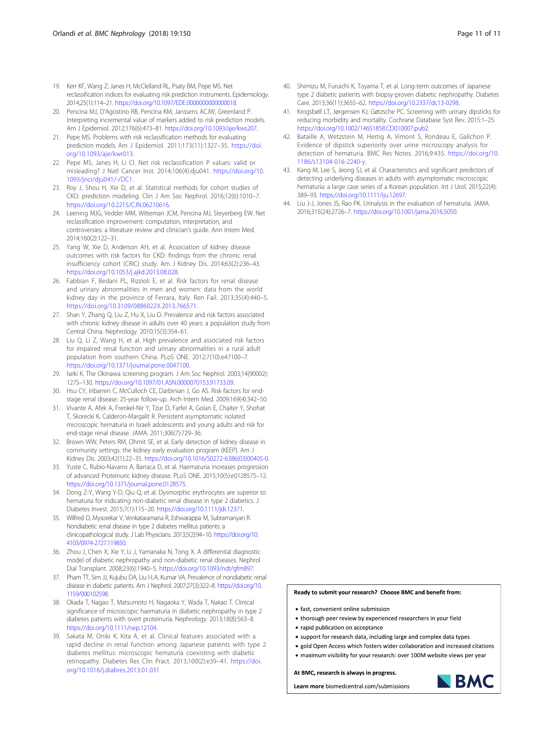19. Kerr KF, Wang Z, Janes H, McClelland RL, Psaty BM, Pepe MS. Net reclassification indices for evaluating risk prediction instruments. Epidemiology. 2014;25(1):114–21. https://doi.org/10.1097/EDE.0000000000000018.
20. Pencina MJ, D'Agostino RB, Pencina KM, Janssens ACJW, Greenland P. Interpreting incremental value of markers added to risk prediction models. Am J Epidemiol. 2012;176(6):473–81. https://doi.org/10.1093/aje/kws207.
21. Pepe MS. Problems with risk reclassification methods for evaluating prediction models. Am J Epidemiol. 2011;173(11):1327–35. https://doi.org/10.1093/aje/kwr013.
22. Pepe MS, Janes H, Li CI. Net risk reclassification P values: valid or misleading? J Natl Cancer Inst. 2014;106(4):dju041. https://doi.org/10.1093/jnci/dju041/-/DC1.
23. Roy J, Shou H, Xie D, et al. Statistical methods for cohort studies of CKD: prediction modeling. Clin J Am Soc Nephrol. 2016;12(6):1010–7. https://doi.org/10.2215/CJN.06210616.
24. Leening MJG, Vedder MM, Witteman JCM, Pencina MJ, Steyerberg EW. Net reclassification improvement: computation, interpretation, and controversies: a literature review and clinician's guide. Ann Intern Med. 2014;160(2):122–31.
25. Yang W, Xie D, Anderson AH, et al. Association of kidney disease outcomes with risk factors for CKD: findings from the chronic renal insufficiency cohort (CRIC) study. Am J Kidney Dis. 2014;63(2):236–43. https://doi.org/10.1053/j.ajkd.2013.08.028.
26. Fabbian F, Bedani PL, Rizzioli E, et al. Risk factors for renal disease and urinary abnormalities in men and women: data from the world kidney day in the province of Ferrara, Italy. Ren Fail. 2013;35(4):440–5. https://doi.org/10.3109/0886022X.2013.766571.
27. Shan Y, Zhang Q, Liu Z, Hu X, Liu D. Prevalence and risk factors associated with chronic kidney disease in adults over 40 years: a population study from Central China. Nephrology. 2010;15(3):354–61.
28. Liu Q, Li Z, Wang H, et al. High prevalence and associated risk factors for impaired renal function and urinary abnormalities in a rural adult population from southern China. PLoS ONE. 2012;7(10):e47100–7. https://doi.org/10.1371/journal.pone.0047100.
29. Iseki K. The Okinawa screening program. J Am Soc Nephrol. 2003;14(90002):127S–130. https://doi.org/10.1097/01.ASN.0000070153.91733.09.
30. Hsu CY, Iribarren C, McCulloch CE, Darbinian J, Go AS. Risk factors for end-stage renal disease: 25-year follow-up. Arch Intern Med. 2009;169(4):342–50.
31. Vivante A, Afek A, Frenkel-Nir Y, Tzur D, Farfel A, Golan E, Chaiter Y, Shohat T, Skorecki K, Calderon-Margalit R. Persistent asymptomatic isolated microscopic hematuria in Israeli adolescents and young adults and risk for end-stage renal disease. JAMA. 2011;306(7):729–36.
32. Brown WW, Peters RM, Ohmit SE, et al. Early detection of kidney disease in community settings: the kidney early evaluation program (KEEP). Am J Kidney Dis. 2003;42(1):22–35. https://doi.org/10.1016/S0272-6386(03)00405-0.
33. Yuste C, Rubio-Navarro A, Barraca D, et al. Haematuria increases progression of advanced Proteinuric kidney disease. PLoS ONE. 2015;10(5):e0128575–12. https://doi.org/10.1371/journal.pone.0128575.
34. Dong Z-Y, Wang Y-D, Qiu Q, et al. Dysmorphic erythrocytes are superior to hematuria for indicating non-diabetic renal disease in type 2 diabetics. J Diabetes Invest. 2015;7(1):115–20. https://doi.org/10.1111/jdi.12371.
35. Wilfred D, Mysorekar V, Venkataramana R, Eshwarappa M, Subramanyan R. Nondiabetic renal disease in type 2 diabetes mellitus patients: a clinicopathological study. J Lab Physicians. 2013;5(2):94–10. https://doi.org/10.4103/0974-2727.119850.
36. Zhou J, Chen X, Xie Y, Li J, Yamanaka N, Tong X. A differential diagnostic model of diabetic nephropathy and non-diabetic renal diseases. Nephrol Dial Transplant. 2008;23(6):1940–5. https://doi.org/10.1093/ndt/gfm897.
37. Pham TT, Sim JJ, Kujubu DA, Liu I-LA, Kumar VA. Prevalence of nondiabetic renal disease in diabetic patients. Am J Nephrol. 2007;27(3):322–8. https://doi.org/10.1159/000102598.
38. Okada T, Nagao T, Matsumoto H, Nagaoka Y, Wada T, Nakao T. Clinical significance of microscopic haematuria in diabetic nephropathy in type 2 diabetes patients with overt proteinuria. Nephrology. 2013;18(8):563–8. https://doi.org/10.1111/nep.12104.
39. Sakata M, Oniki K, Kita A, et al. Clinical features associated with a rapid decline in renal function among Japanese patients with type 2 diabetes mellitus: microscopic hematuria coexisting with diabetic retinopathy. Diabetes Res Clin Pract. 2013;100(2):e39–41. https://doi.org/10.1016/j.diabres.2013.01.031.
40. Shimizu M, Furuichi K, Toyama T, et al. Long-term outcomes of Japanese type 2 diabetic patients with biopsy-proven diabetic nephropathy. Diabetes Care. 2013;36(11):3655–62. https://doi.org/10.2337/dc13-0298.
41. Krogsbøll LT, Jørgensen KJ, Gøtzsche PC. Screening with urinary dipsticks for reducing morbidity and mortality. Cochrane Database Syst Rev. 2015:1–25. https://doi.org/10.1002/14651858.CD010007.pub2.
42. Bataille A, Wetzstein M, Hertig A, Vimont S, Rondeau E, Galichon P. Evidence of dipstick superiority over urine microscopy analysis for detection of hematuria. BMC Res Notes. 2016;9:435. https://doi.org/10.1186/s13104-016-2240-y.
43. Kang M, Lee S, Jeong SJ, et al. Characteristics and significant predictors of detecting underlying diseases in adults with asymptomatic microscopic hematuria: a large case series of a Korean population. Int J Urol. 2015;22(4):389–93. https://doi.org/10.1111/iju.12697.
44. Liu J-J, Jones JS, Rao PK. Urinalysis in the evaluation of hematuria. JAMA. 2016;315(24):2726–7. https://doi.org/10.1001/jama.2016.5050.

**Ready to submit your research? Choose BMC and benefit from:**

- fast, convenient online submission
- thorough peer review by experienced researchers in your field
- rapid publication on acceptance
- support for research data, including large and complex data types
- gold Open Access which fosters wider collaboration and increased citations
- maximum visibility for your research: over 100M website views per year

**At BMC, research is always in progress.**

**Learn more** biomedcentral.com/submissions